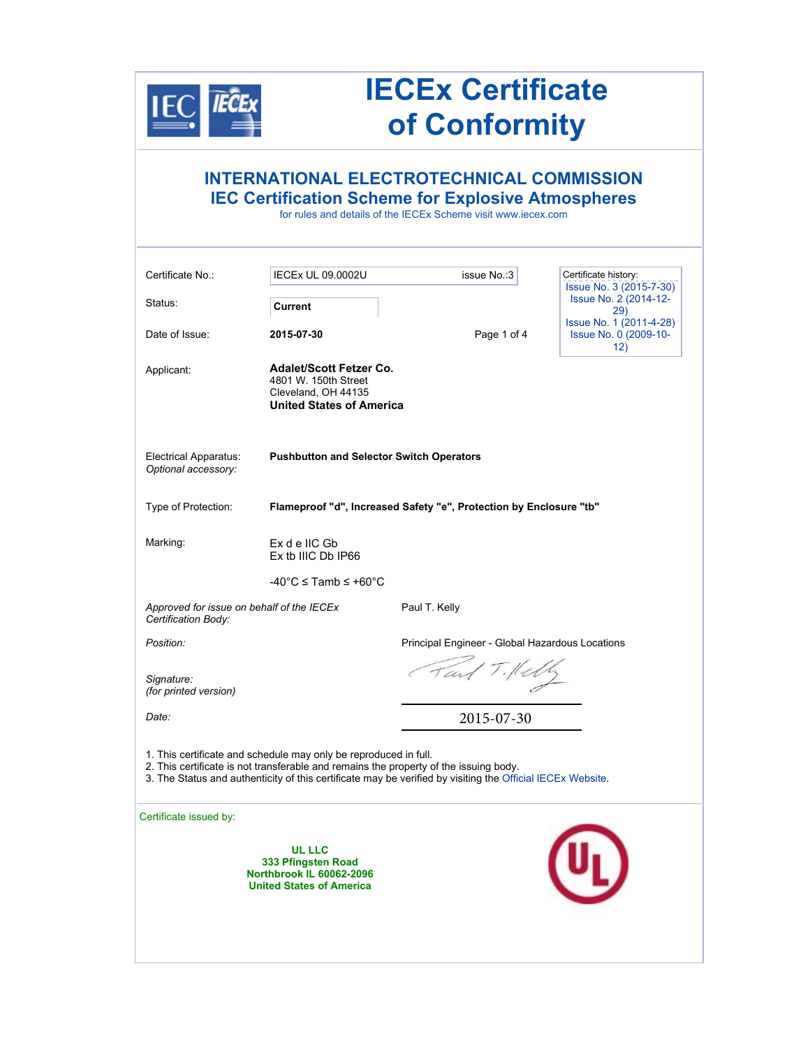# IECEx Certificate of Conformity

## INTERNATIONAL ELECTROTECHNICAL COMMISSION
## IEC Certification Scheme for Explosive Atmospheres

for rules and details of the IECEx Scheme visit www.iecex.com

| | | | |
|---|---|---|---|
| Certificate No.: | IECEx UL 09.0002U | issue No.:3 | Certificate history: Issue No. 3 (2015-7-30) Issue No. 2 (2014-12-29) Issue No. 1 (2011-4-28) Issue No. 0 (2009-10-12) |
| Status: | **Current** | | |
| Date of Issue: | **2015-07-30** | Page 1 of 4 | |

Applicant:
**Adalet/Scott Fetzer Co.**
4801 W. 150th Street
Cleveland, OH 44135
**United States of America**

Electrical Apparatus: **Pushbutton and Selector Switch Operators**
*Optional accessory:*

Type of Protection: **Flameproof "d", Increased Safety "e", Protection by Enclosure "tb"**

Marking:
Ex d e IIC Gb
Ex tb IIIC Db IP66

-40°C ≤ Tamb ≤ +60°C

*Approved for issue on behalf of the IECEx Certification Body:* Paul T. Kelly

*Position:* Principal Engineer - Global Hazardous Locations

*Signature:*
*(for printed version)*

*Date:* 2015-07-30

1. This certificate and schedule may only be reproduced in full.
2. This certificate is not transferable and remains the property of the issuing body.
3. The Status and authenticity of this certificate may be verified by visiting the Official IECEx Website.

Certificate issued by:

**UL LLC**
**333 Pfingsten Road**
**Northbrook IL 60062-2096**
**United States of America**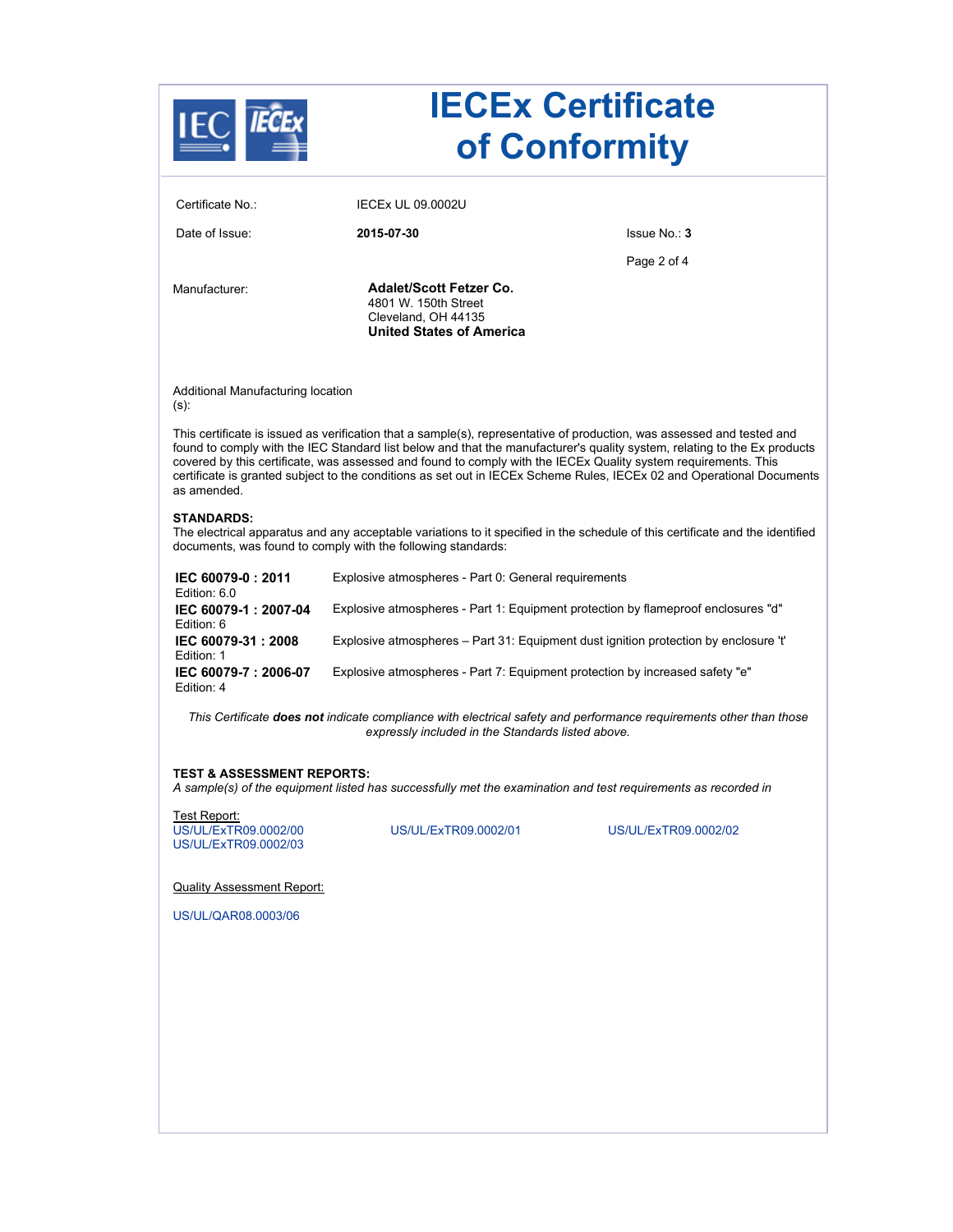# IECEx Certificate of Conformity

| | | |
|---|---|---|
| Certificate No.: | IECEx UL 09.0002U | |
| Date of Issue: | **2015-07-30** | Issue No.: **3** |

Manufacturer: **Adalet/Scott Fetzer Co.**
4801 W. 150th Street
Cleveland, OH 44135
**United States of America**

Additional Manufacturing location (s):

This certificate is issued as verification that a sample(s), representative of production, was assessed and tested and found to comply with the IEC Standard list below and that the manufacturer's quality system, relating to the Ex products covered by this certificate, was assessed and found to comply with the IECEx Quality system requirements. This certificate is granted subject to the conditions as set out in IECEx Scheme Rules, IECEx 02 and Operational Documents as amended.

**STANDARDS:**
The electrical apparatus and any acceptable variations to it specified in the schedule of this certificate and the identified documents, was found to comply with the following standards:

| Standard | Title |
|---|---|
| **IEC 60079-0 : 2011** Edition: 6.0 | Explosive atmospheres - Part 0: General requirements |
| **IEC 60079-1 : 2007-04** Edition: 6 | Explosive atmospheres - Part 1: Equipment protection by flameproof enclosures "d" |
| **IEC 60079-31 : 2008** Edition: 1 | Explosive atmospheres – Part 31: Equipment dust ignition protection by enclosure 't' |
| **IEC 60079-7 : 2006-07** Edition: 4 | Explosive atmospheres - Part 7: Equipment protection by increased safety "e" |

*This Certificate **does not** indicate compliance with electrical safety and performance requirements other than those expressly included in the Standards listed above.*

**TEST & ASSESSMENT REPORTS:**
*A sample(s) of the equipment listed has successfully met the examination and test requirements as recorded in*

Test Report:
US/UL/ExTR09.0002/00
US/UL/ExTR09.0002/01
US/UL/ExTR09.0002/02
US/UL/ExTR09.0002/03

Quality Assessment Report:

US/UL/QAR08.0003/06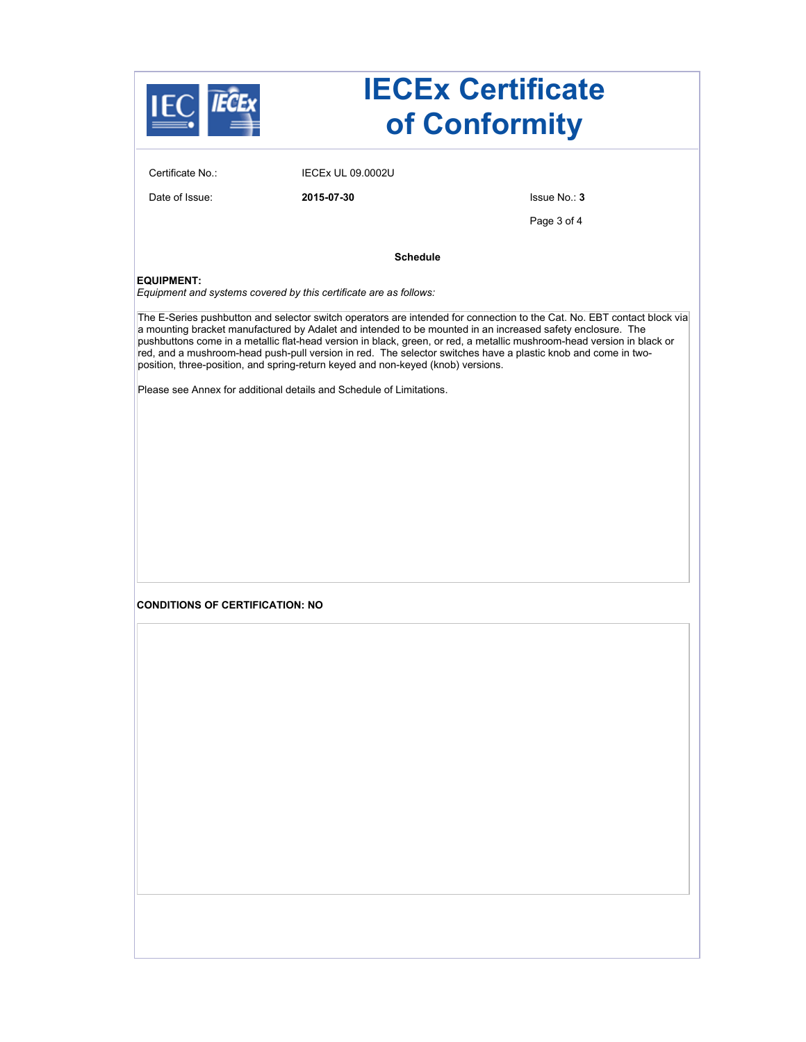# IECEx Certificate of Conformity

Certificate No.: IECEx UL 09.0002U

Date of Issue: **2015-07-30**

Issue No.: **3**

**Schedule**

**EQUIPMENT:**

*Equipment and systems covered by this certificate are as follows:*

The E-Series pushbutton and selector switch operators are intended for connection to the Cat. No. EBT contact block via a mounting bracket manufactured by Adalet and intended to be mounted in an increased safety enclosure. The pushbuttons come in a metallic flat-head version in black, green, or red, a metallic mushroom-head version in black or red, and a mushroom-head push-pull version in red. The selector switches have a plastic knob and come in two-position, three-position, and spring-return keyed and non-keyed (knob) versions.

Please see Annex for additional details and Schedule of Limitations.

**CONDITIONS OF CERTIFICATION: NO**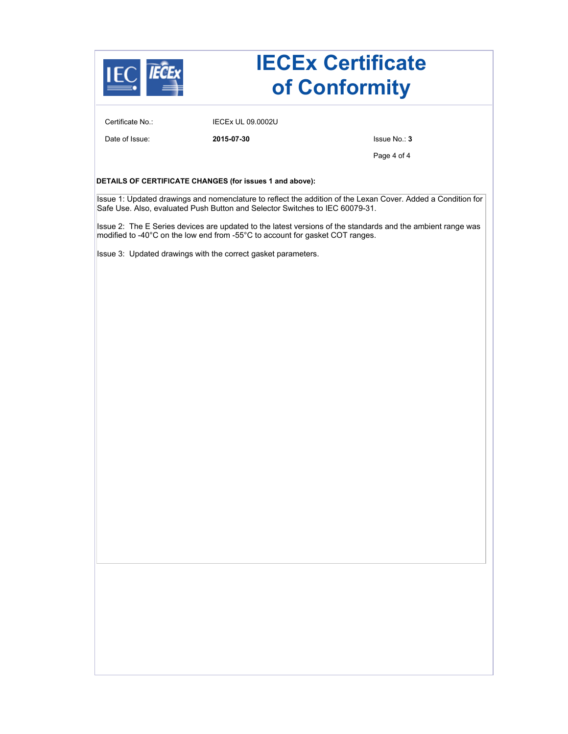# IECEx Certificate of Conformity

Certificate No.: IECEx UL 09.0002U

Date of Issue: **2015-07-30**

Issue No.: **3**

**DETAILS OF CERTIFICATE CHANGES (for issues 1 and above):**

Issue 1: Updated drawings and nomenclature to reflect the addition of the Lexan Cover. Added a Condition for Safe Use. Also, evaluated Push Button and Selector Switches to IEC 60079-31.

Issue 2: The E Series devices are updated to the latest versions of the standards and the ambient range was modified to -40°C on the low end from -55°C to account for gasket COT ranges.

Issue 3: Updated drawings with the correct gasket parameters.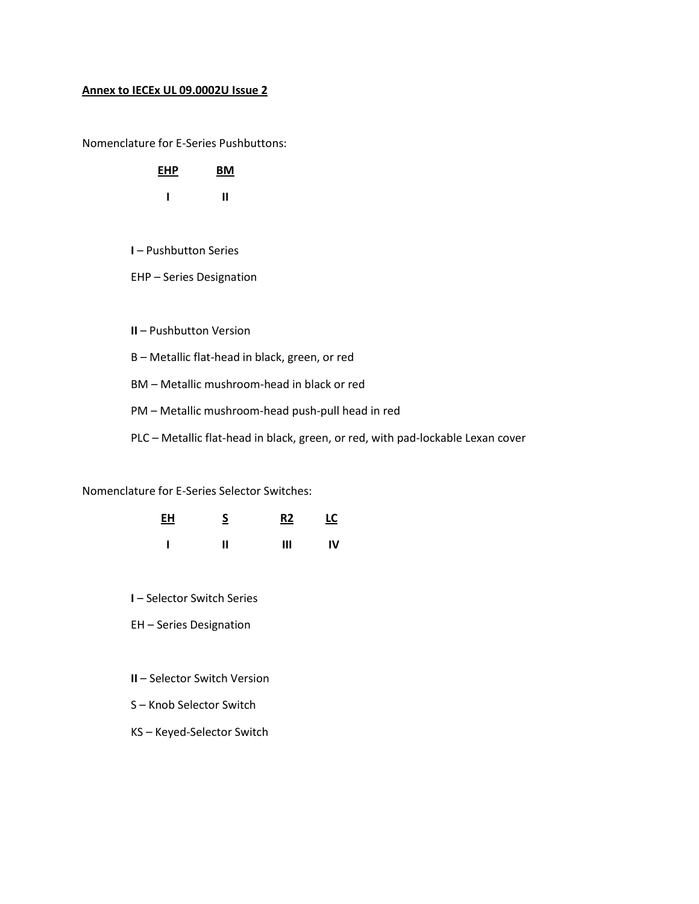**Annex to IECEx UL 09.0002U Issue 2**

Nomenclature for E-Series Pushbuttons:

| **EHP** | **BM** |
|---|---|
| **I** | **II** |

**I** – Pushbutton Series

EHP – Series Designation

**II** – Pushbutton Version

B – Metallic flat-head in black, green, or red

BM – Metallic mushroom-head in black or red

PM – Metallic mushroom-head push-pull head in red

PLC – Metallic flat-head in black, green, or red, with pad-lockable Lexan cover

Nomenclature for E-Series Selector Switches:

| **EH** | **S** | **R2** | **LC** |
|---|---|---|---|
| **I** | **II** | **III** | **IV** |

**I** – Selector Switch Series

EH – Series Designation

**II** – Selector Switch Version

S – Knob Selector Switch

KS – Keyed-Selector Switch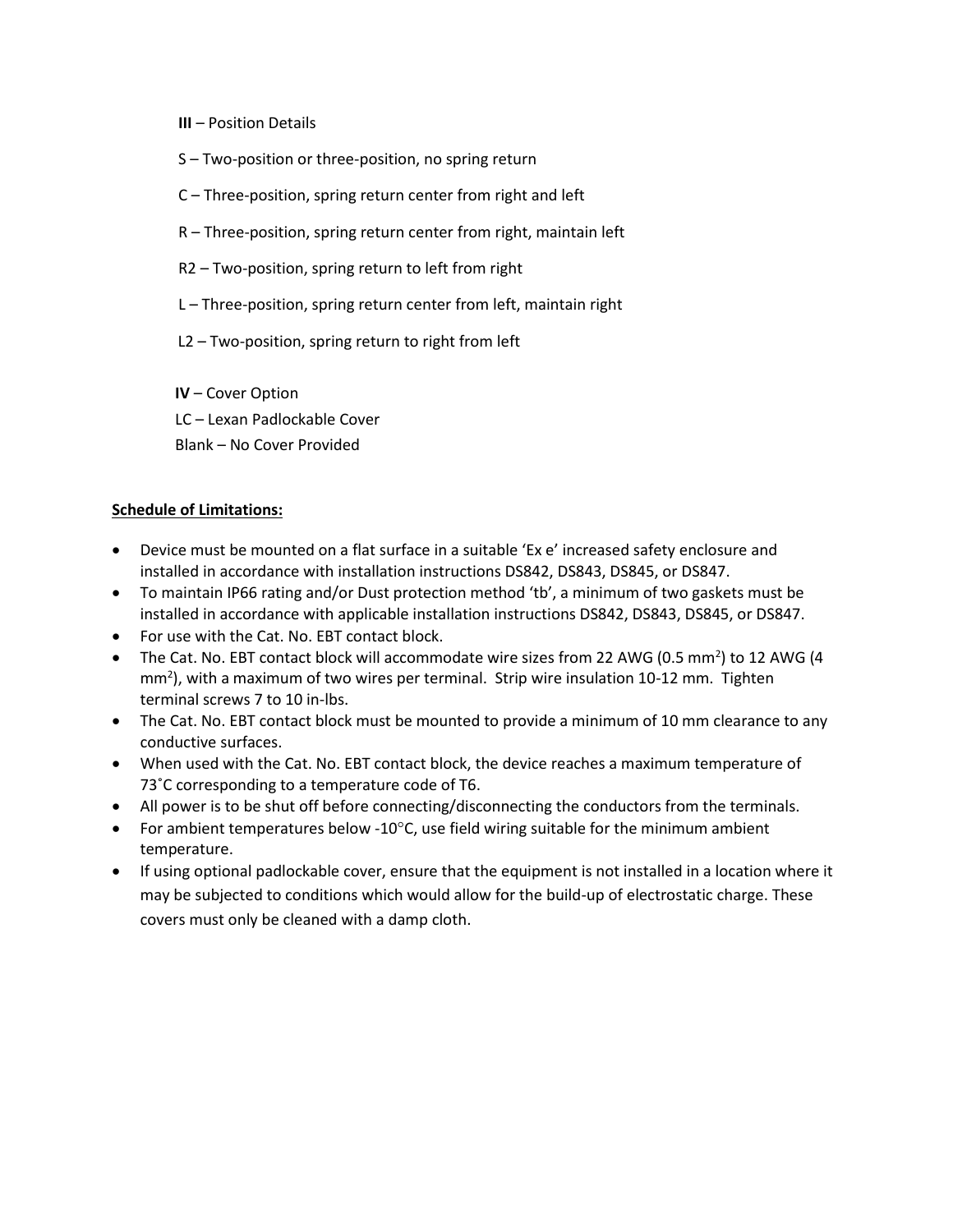**III** – Position Details

S – Two-position or three-position, no spring return

C – Three-position, spring return center from right and left

R – Three-position, spring return center from right, maintain left

R2 – Two-position, spring return to left from right

L – Three-position, spring return center from left, maintain right

L2 – Two-position, spring return to right from left

**IV** – Cover Option
LC – Lexan Padlockable Cover
Blank – No Cover Provided

**Schedule of Limitations:**

- Device must be mounted on a flat surface in a suitable 'Ex e' increased safety enclosure and installed in accordance with installation instructions DS842, DS843, DS845, or DS847.
- To maintain IP66 rating and/or Dust protection method 'tb', a minimum of two gaskets must be installed in accordance with applicable installation instructions DS842, DS843, DS845, or DS847.
- For use with the Cat. No. EBT contact block.
- The Cat. No. EBT contact block will accommodate wire sizes from 22 AWG (0.5 $mm^2$) to 12 AWG (4 $mm^2$), with a maximum of two wires per terminal. Strip wire insulation 10-12 mm. Tighten terminal screws 7 to 10 in-lbs.
- The Cat. No. EBT contact block must be mounted to provide a minimum of 10 mm clearance to any conductive surfaces.
- When used with the Cat. No. EBT contact block, the device reaches a maximum temperature of 73˚C corresponding to a temperature code of T6.
- All power is to be shut off before connecting/disconnecting the conductors from the terminals.
- For ambient temperatures below -10°C, use field wiring suitable for the minimum ambient temperature.
- If using optional padlockable cover, ensure that the equipment is not installed in a location where it may be subjected to conditions which would allow for the build-up of electrostatic charge. These covers must only be cleaned with a damp cloth.